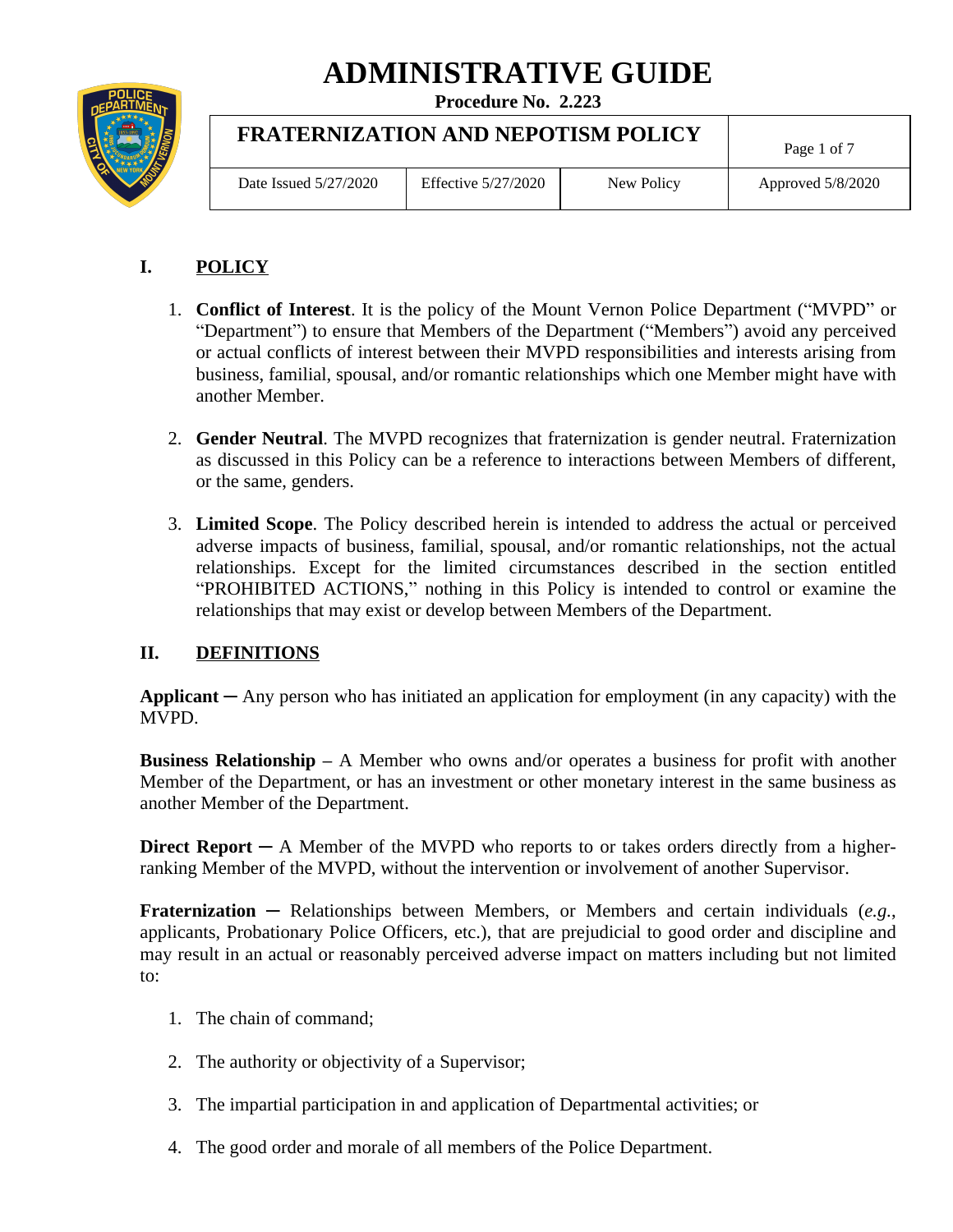# ADMINISTRATIVE GUIDE

**Procedure No. 2.223**

| FRATERNIZATION AND NEPOTISM POLICY | | | Page 1 of 7 |
|---|---|---|---|
| Date Issued 5/27/2020 | Effective 5/27/2020 | New Policy | Approved 5/8/2020 |

## I. POLICY

1. **Conflict of Interest**. It is the policy of the Mount Vernon Police Department ("MVPD" or "Department") to ensure that Members of the Department ("Members") avoid any perceived or actual conflicts of interest between their MVPD responsibilities and interests arising from business, familial, spousal, and/or romantic relationships which one Member might have with another Member.

2. **Gender Neutral**. The MVPD recognizes that fraternization is gender neutral. Fraternization as discussed in this Policy can be a reference to interactions between Members of different, or the same, genders.

3. **Limited Scope**. The Policy described herein is intended to address the actual or perceived adverse impacts of business, familial, spousal, and/or romantic relationships, not the actual relationships. Except for the limited circumstances described in the section entitled "PROHIBITED ACTIONS," nothing in this Policy is intended to control or examine the relationships that may exist or develop between Members of the Department.

## II. DEFINITIONS

**Applicant** ─ Any person who has initiated an application for employment (in any capacity) with the MVPD.

**Business Relationship** – A Member who owns and/or operates a business for profit with another Member of the Department, or has an investment or other monetary interest in the same business as another Member of the Department.

**Direct Report** ─ A Member of the MVPD who reports to or takes orders directly from a higher-ranking Member of the MVPD, without the intervention or involvement of another Supervisor.

**Fraternization** ─ Relationships between Members, or Members and certain individuals (*e.g.*, applicants, Probationary Police Officers, etc.), that are prejudicial to good order and discipline and may result in an actual or reasonably perceived adverse impact on matters including but not limited to:

1. The chain of command;

2. The authority or objectivity of a Supervisor;

3. The impartial participation in and application of Departmental activities; or

4. The good order and morale of all members of the Police Department.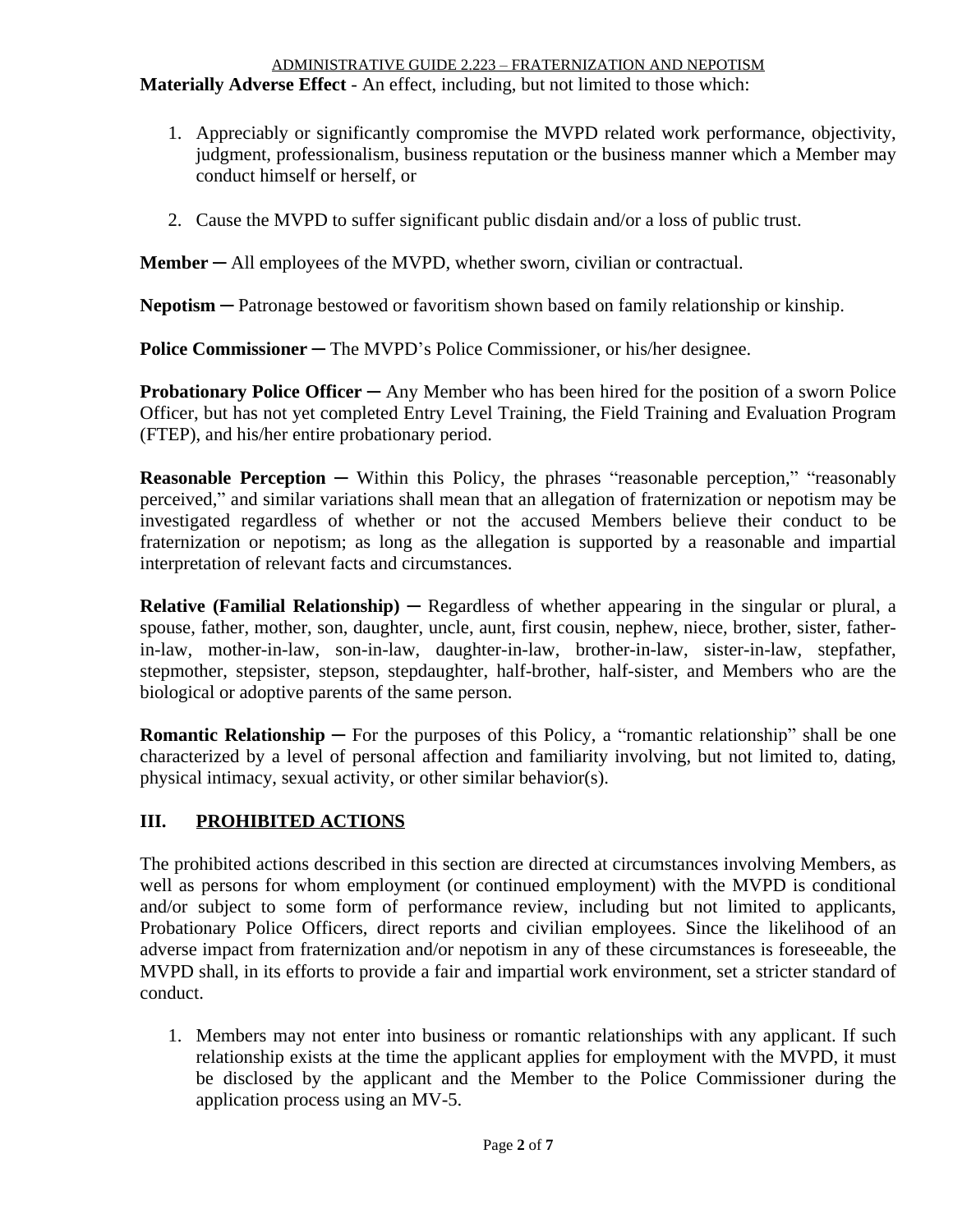**Materially Adverse Effect** - An effect, including, but not limited to those which:

1. Appreciably or significantly compromise the MVPD related work performance, objectivity, judgment, professionalism, business reputation or the business manner which a Member may conduct himself or herself, or

2. Cause the MVPD to suffer significant public disdain and/or a loss of public trust.

**Member** ─ All employees of the MVPD, whether sworn, civilian or contractual.

**Nepotism** ─ Patronage bestowed or favoritism shown based on family relationship or kinship.

**Police Commissioner** ─ The MVPD's Police Commissioner, or his/her designee.

**Probationary Police Officer** ─ Any Member who has been hired for the position of a sworn Police Officer, but has not yet completed Entry Level Training, the Field Training and Evaluation Program (FTEP), and his/her entire probationary period.

**Reasonable Perception** ─ Within this Policy, the phrases "reasonable perception," "reasonably perceived," and similar variations shall mean that an allegation of fraternization or nepotism may be investigated regardless of whether or not the accused Members believe their conduct to be fraternization or nepotism; as long as the allegation is supported by a reasonable and impartial interpretation of relevant facts and circumstances.

**Relative (Familial Relationship)** ─ Regardless of whether appearing in the singular or plural, a spouse, father, mother, son, daughter, uncle, aunt, first cousin, nephew, niece, brother, sister, father-in-law, mother-in-law, son-in-law, daughter-in-law, brother-in-law, sister-in-law, stepfather, stepmother, stepsister, stepson, stepdaughter, half-brother, half-sister, and Members who are the biological or adoptive parents of the same person.

**Romantic Relationship** ─ For the purposes of this Policy, a "romantic relationship" shall be one characterized by a level of personal affection and familiarity involving, but not limited to, dating, physical intimacy, sexual activity, or other similar behavior(s).

## III. PROHIBITED ACTIONS

The prohibited actions described in this section are directed at circumstances involving Members, as well as persons for whom employment (or continued employment) with the MVPD is conditional and/or subject to some form of performance review, including but not limited to applicants, Probationary Police Officers, direct reports and civilian employees. Since the likelihood of an adverse impact from fraternization and/or nepotism in any of these circumstances is foreseeable, the MVPD shall, in its efforts to provide a fair and impartial work environment, set a stricter standard of conduct.

1. Members may not enter into business or romantic relationships with any applicant. If such relationship exists at the time the applicant applies for employment with the MVPD, it must be disclosed by the applicant and the Member to the Police Commissioner during the application process using an MV-5.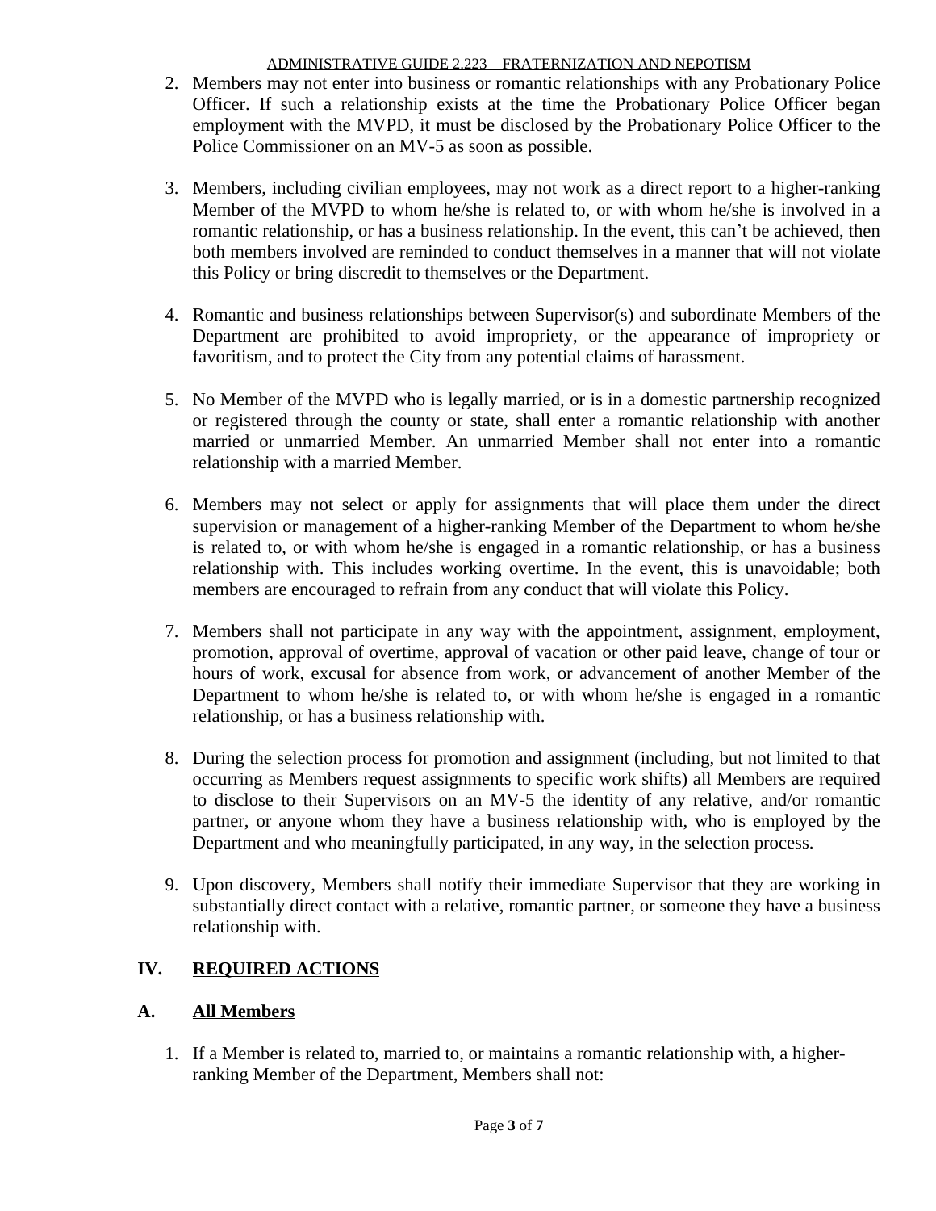2. Members may not enter into business or romantic relationships with any Probationary Police Officer. If such a relationship exists at the time the Probationary Police Officer began employment with the MVPD, it must be disclosed by the Probationary Police Officer to the Police Commissioner on an MV-5 as soon as possible.

3. Members, including civilian employees, may not work as a direct report to a higher-ranking Member of the MVPD to whom he/she is related to, or with whom he/she is involved in a romantic relationship, or has a business relationship. In the event, this can't be achieved, then both members involved are reminded to conduct themselves in a manner that will not violate this Policy or bring discredit to themselves or the Department.

4. Romantic and business relationships between Supervisor(s) and subordinate Members of the Department are prohibited to avoid impropriety, or the appearance of impropriety or favoritism, and to protect the City from any potential claims of harassment.

5. No Member of the MVPD who is legally married, or is in a domestic partnership recognized or registered through the county or state, shall enter a romantic relationship with another married or unmarried Member. An unmarried Member shall not enter into a romantic relationship with a married Member.

6. Members may not select or apply for assignments that will place them under the direct supervision or management of a higher-ranking Member of the Department to whom he/she is related to, or with whom he/she is engaged in a romantic relationship, or has a business relationship with. This includes working overtime. In the event, this is unavoidable; both members are encouraged to refrain from any conduct that will violate this Policy.

7. Members shall not participate in any way with the appointment, assignment, employment, promotion, approval of overtime, approval of vacation or other paid leave, change of tour or hours of work, excusal for absence from work, or advancement of another Member of the Department to whom he/she is related to, or with whom he/she is engaged in a romantic relationship, or has a business relationship with.

8. During the selection process for promotion and assignment (including, but not limited to that occurring as Members request assignments to specific work shifts) all Members are required to disclose to their Supervisors on an MV-5 the identity of any relative, and/or romantic partner, or anyone whom they have a business relationship with, who is employed by the Department and who meaningfully participated, in any way, in the selection process.

9. Upon discovery, Members shall notify their immediate Supervisor that they are working in substantially direct contact with a relative, romantic partner, or someone they have a business relationship with.

## IV. REQUIRED ACTIONS

### A. All Members

1. If a Member is related to, married to, or maintains a romantic relationship with, a higher-ranking Member of the Department, Members shall not: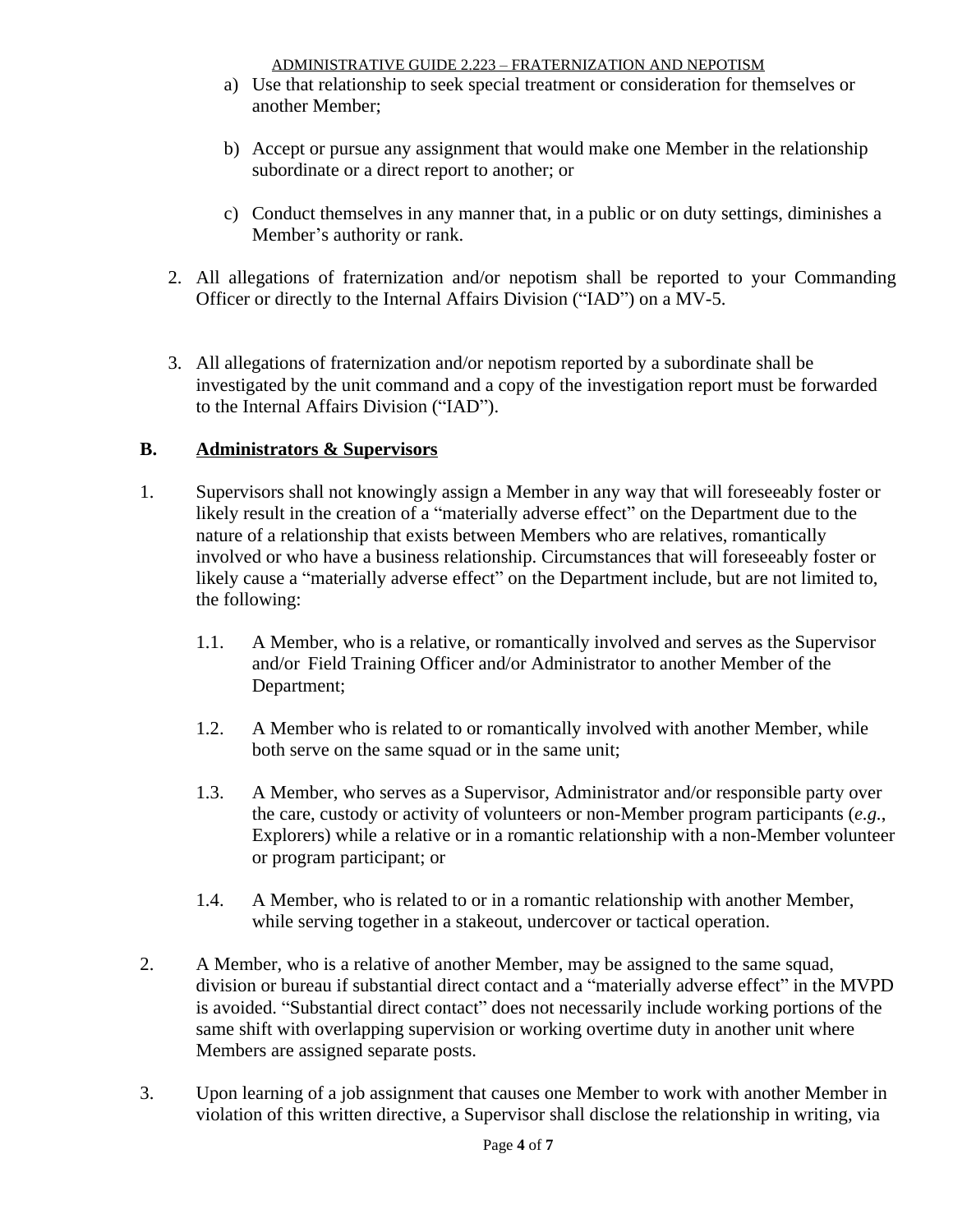a) Use that relationship to seek special treatment or consideration for themselves or another Member;

b) Accept or pursue any assignment that would make one Member in the relationship subordinate or a direct report to another; or

c) Conduct themselves in any manner that, in a public or on duty settings, diminishes a Member's authority or rank.

2. All allegations of fraternization and/or nepotism shall be reported to your Commanding Officer or directly to the Internal Affairs Division ("IAD") on a MV-5.

3. All allegations of fraternization and/or nepotism reported by a subordinate shall be investigated by the unit command and a copy of the investigation report must be forwarded to the Internal Affairs Division ("IAD").

## B. Administrators & Supervisors

1. Supervisors shall not knowingly assign a Member in any way that will foreseeably foster or likely result in the creation of a "materially adverse effect" on the Department due to the nature of a relationship that exists between Members who are relatives, romantically involved or who have a business relationship. Circumstances that will foreseeably foster or likely cause a "materially adverse effect" on the Department include, but are not limited to, the following:

   1.1. A Member, who is a relative, or romantically involved and serves as the Supervisor and/or Field Training Officer and/or Administrator to another Member of the Department;

   1.2. A Member who is related to or romantically involved with another Member, while both serve on the same squad or in the same unit;

   1.3. A Member, who serves as a Supervisor, Administrator and/or responsible party over the care, custody or activity of volunteers or non-Member program participants (*e.g.*, Explorers) while a relative or in a romantic relationship with a non-Member volunteer or program participant; or

   1.4. A Member, who is related to or in a romantic relationship with another Member, while serving together in a stakeout, undercover or tactical operation.

2. A Member, who is a relative of another Member, may be assigned to the same squad, division or bureau if substantial direct contact and a "materially adverse effect" in the MVPD is avoided. "Substantial direct contact" does not necessarily include working portions of the same shift with overlapping supervision or working overtime duty in another unit where Members are assigned separate posts.

3. Upon learning of a job assignment that causes one Member to work with another Member in violation of this written directive, a Supervisor shall disclose the relationship in writing, via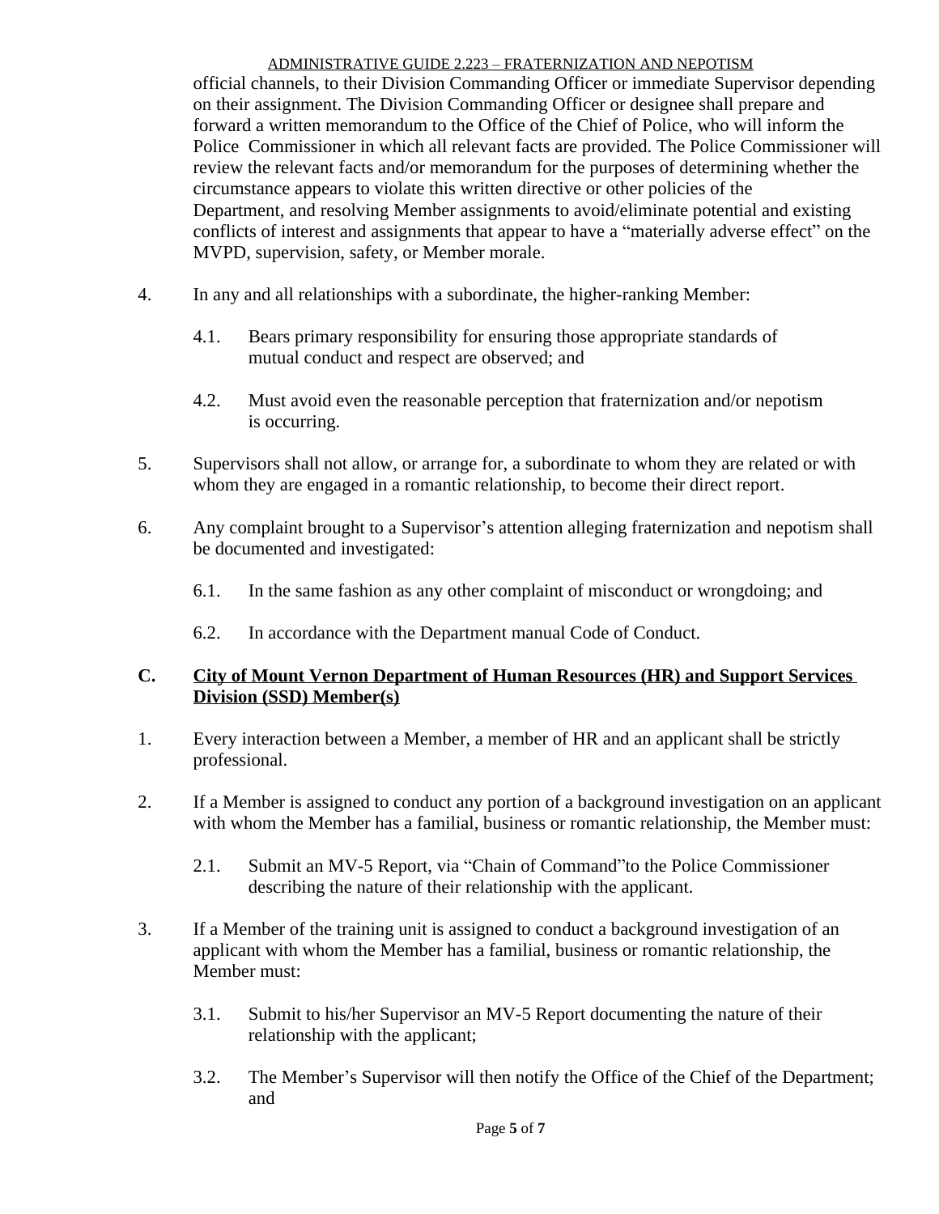official channels, to their Division Commanding Officer or immediate Supervisor depending on their assignment. The Division Commanding Officer or designee shall prepare and forward a written memorandum to the Office of the Chief of Police, who will inform the Police Commissioner in which all relevant facts are provided. The Police Commissioner will review the relevant facts and/or memorandum for the purposes of determining whether the circumstance appears to violate this written directive or other policies of the Department, and resolving Member assignments to avoid/eliminate potential and existing conflicts of interest and assignments that appear to have a "materially adverse effect" on the MVPD, supervision, safety, or Member morale.

4. In any and all relationships with a subordinate, the higher-ranking Member:

   4.1. Bears primary responsibility for ensuring those appropriate standards of mutual conduct and respect are observed; and

   4.2. Must avoid even the reasonable perception that fraternization and/or nepotism is occurring.

5. Supervisors shall not allow, or arrange for, a subordinate to whom they are related or with whom they are engaged in a romantic relationship, to become their direct report.

6. Any complaint brought to a Supervisor's attention alleging fraternization and nepotism shall be documented and investigated:

   6.1. In the same fashion as any other complaint of misconduct or wrongdoing; and

   6.2. In accordance with the Department manual Code of Conduct.

## C. City of Mount Vernon Department of Human Resources (HR) and Support Services Division (SSD) Member(s)

1. Every interaction between a Member, a member of HR and an applicant shall be strictly professional.

2. If a Member is assigned to conduct any portion of a background investigation on an applicant with whom the Member has a familial, business or romantic relationship, the Member must:

   2.1. Submit an MV-5 Report, via "Chain of Command"to the Police Commissioner describing the nature of their relationship with the applicant.

3. If a Member of the training unit is assigned to conduct a background investigation of an applicant with whom the Member has a familial, business or romantic relationship, the Member must:

   3.1. Submit to his/her Supervisor an MV-5 Report documenting the nature of their relationship with the applicant;

   3.2. The Member's Supervisor will then notify the Office of the Chief of the Department; and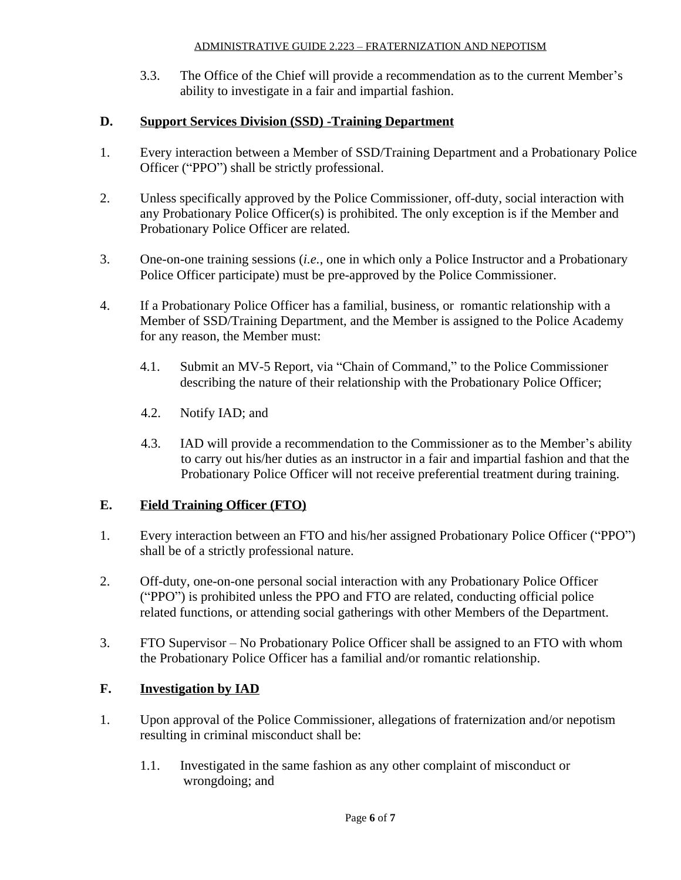3.3. The Office of the Chief will provide a recommendation as to the current Member's ability to investigate in a fair and impartial fashion.

**D. Support Services Division (SSD) -Training Department**

1. Every interaction between a Member of SSD/Training Department and a Probationary Police Officer ("PPO") shall be strictly professional.

2. Unless specifically approved by the Police Commissioner, off-duty, social interaction with any Probationary Police Officer(s) is prohibited. The only exception is if the Member and Probationary Police Officer are related.

3. One-on-one training sessions (*i.e.,* one in which only a Police Instructor and a Probationary Police Officer participate) must be pre-approved by the Police Commissioner.

4. If a Probationary Police Officer has a familial, business, or romantic relationship with a Member of SSD/Training Department, and the Member is assigned to the Police Academy for any reason, the Member must:

   4.1. Submit an MV-5 Report, via "Chain of Command," to the Police Commissioner describing the nature of their relationship with the Probationary Police Officer;

   4.2. Notify IAD; and

   4.3. IAD will provide a recommendation to the Commissioner as to the Member's ability to carry out his/her duties as an instructor in a fair and impartial fashion and that the Probationary Police Officer will not receive preferential treatment during training.

**E. Field Training Officer (FTO)**

1. Every interaction between an FTO and his/her assigned Probationary Police Officer ("PPO") shall be of a strictly professional nature.

2. Off-duty, one-on-one personal social interaction with any Probationary Police Officer ("PPO") is prohibited unless the PPO and FTO are related, conducting official police related functions, or attending social gatherings with other Members of the Department.

3. FTO Supervisor – No Probationary Police Officer shall be assigned to an FTO with whom the Probationary Police Officer has a familial and/or romantic relationship.

**F. Investigation by IAD**

1. Upon approval of the Police Commissioner, allegations of fraternization and/or nepotism resulting in criminal misconduct shall be:

   1.1. Investigated in the same fashion as any other complaint of misconduct or wrongdoing; and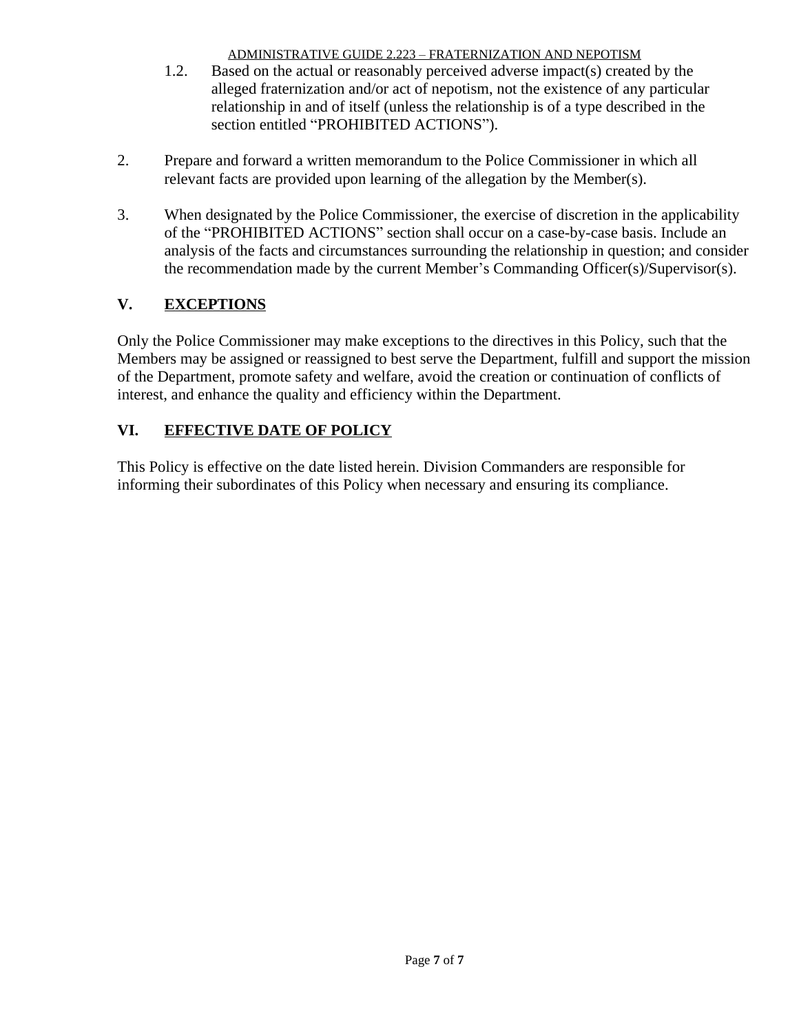1.2. Based on the actual or reasonably perceived adverse impact(s) created by the alleged fraternization and/or act of nepotism, not the existence of any particular relationship in and of itself (unless the relationship is of a type described in the section entitled "PROHIBITED ACTIONS").

2. Prepare and forward a written memorandum to the Police Commissioner in which all relevant facts are provided upon learning of the allegation by the Member(s).

3. When designated by the Police Commissioner, the exercise of discretion in the applicability of the "PROHIBITED ACTIONS" section shall occur on a case-by-case basis. Include an analysis of the facts and circumstances surrounding the relationship in question; and consider the recommendation made by the current Member's Commanding Officer(s)/Supervisor(s).

## V. EXCEPTIONS

Only the Police Commissioner may make exceptions to the directives in this Policy, such that the Members may be assigned or reassigned to best serve the Department, fulfill and support the mission of the Department, promote safety and welfare, avoid the creation or continuation of conflicts of interest, and enhance the quality and efficiency within the Department.

## VI. EFFECTIVE DATE OF POLICY

This Policy is effective on the date listed herein. Division Commanders are responsible for informing their subordinates of this Policy when necessary and ensuring its compliance.